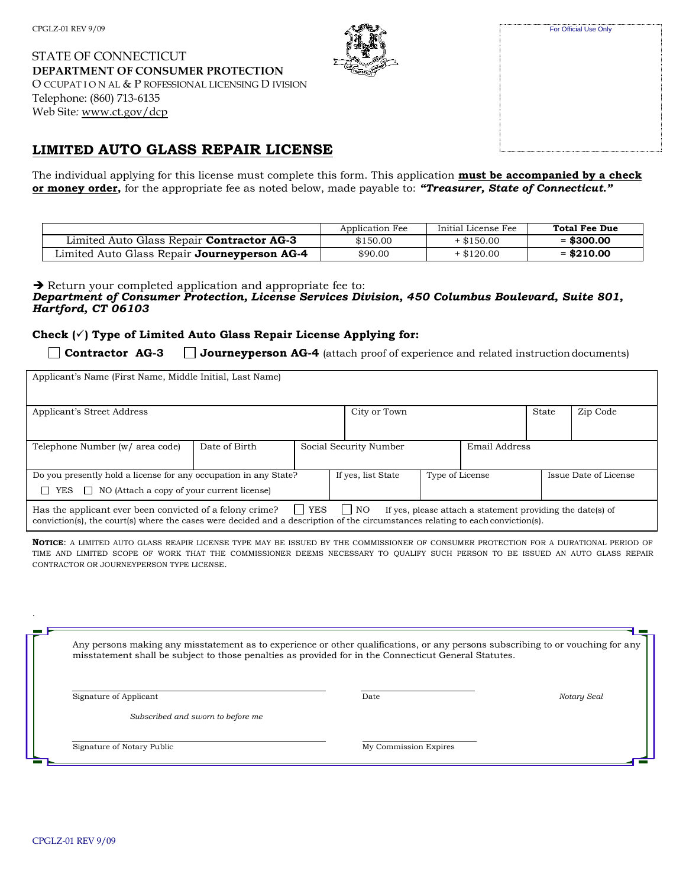CPGLZ-01 REV 9/09

STATE OF CONNECTICUT
**DEPARTMENT OF CONSUMER PROTECTION**
OCCUPATIONAL & PROFESSIONAL LICENSING DIVISION
Telephone: (860) 713-6135
Web Site: www.ct.gov/dcp

For Official Use Only

# LIMITED AUTO GLASS REPAIR LICENSE

The individual applying for this license must complete this form. This application **must be accompanied by a check or money order,** for the appropriate fee as noted below, made payable to: ***"Treasurer, State of Connecticut."***

| | Application Fee | Initial License Fee | **Total Fee Due** |
|---|---|---|---|
| Limited Auto Glass Repair **Contractor AG-3** | $150.00 | + $150.00 | **= $300.00** |
| Limited Auto Glass Repair **Journeyperson AG-4** | $90.00 | + $120.00 | **= $210.00** |

➔ Return your completed application and appropriate fee to:
***Department of Consumer Protection, License Services Division, 450 Columbus Boulevard, Suite 801, Hartford, CT 06103***

**Check (✓) Type of Limited Auto Glass Repair License Applying for:**

☐ **Contractor AG-3** ☐ **Journeyperson AG-4** (attach proof of experience and related instruction documents)

| Applicant's Name (First Name, Middle Initial, Last Name) | | | |
|---|---|---|---|
| **Applicant's Street Address** | **City or Town** | **State** | **Zip Code** |
| | | | |
| **Telephone Number (w/ area code)** | **Date of Birth** | **Social Security Number** | **Email Address** |
| | | | |
| **Do you presently hold a license for any occupation in any State?** ☐ YES ☐ NO (Attach a copy of your current license) | **If yes, list State** | **Type of License** | **Issue Date of License** |

Has the applicant ever been convicted of a felony crime? ☐ YES ☐ NO If yes, please attach a statement providing the date(s) of conviction(s), the court(s) where the cases were decided and a description of the circumstances relating to each conviction(s).

**NOTICE**: A LIMITED AUTO GLASS REAPIR LICENSE TYPE MAY BE ISSUED BY THE COMMISSIONER OF CONSUMER PROTECTION FOR A DURATIONAL PERIOD OF TIME AND LIMITED SCOPE OF WORK THAT THE COMMISSIONER DEEMS NECESSARY TO QUALIFY SUCH PERSON TO BE ISSUED AN AUTO GLASS REPAIR CONTRACTOR OR JOURNEYPERSON TYPE LICENSE.

Any persons making any misstatement as to experience or other qualifications, or any persons subscribing to or vouching for any misstatement shall be subject to those penalties as provided for in the Connecticut General Statutes.

______________________________ ______________ *Notary Seal*
Signature of Applicant Date

*Subscribed and sworn to before me*

______________________________ ______________
Signature of Notary Public My Commission Expires

CPGLZ-01 REV 9/09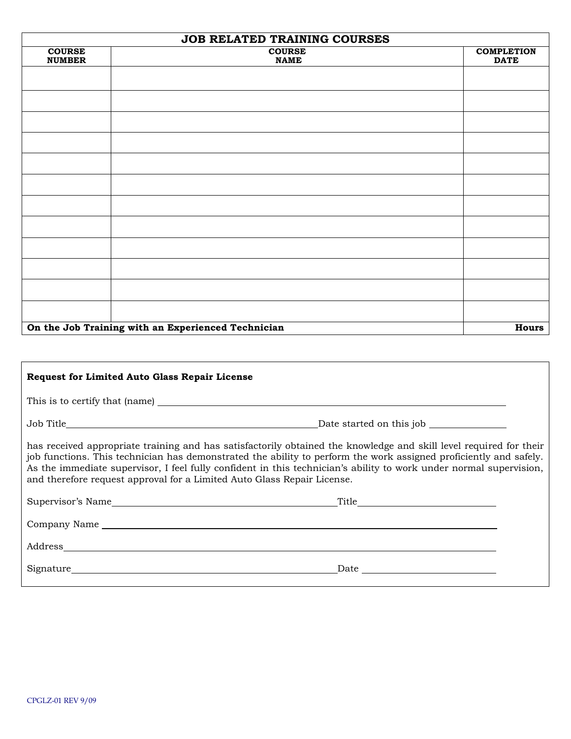## JOB RELATED TRAINING COURSES

| COURSE NUMBER | COURSE NAME | COMPLETION DATE |
|---|---|---|
| | | |
| | | |
| | | |
| | | |
| | | |
| | | |
| | | |
| | | |
| | | |
| | | |
| | | |
| | | |
| **On the Job Training with an Experienced Technician** | | **Hours** |

**Request for Limited Auto Glass Repair License**

This is to certify that (name) ______________________________________________

Job Title______________________________ Date started on this job ____________

has received appropriate training and has satisfactorily obtained the knowledge and skill level required for their job functions. This technician has demonstrated the ability to perform the work assigned proficiently and safely. As the immediate supervisor, I feel fully confident in this technician's ability to work under normal supervision, and therefore request approval for a Limited Auto Glass Repair License.

Supervisor's Name____________________________ Title____________________

Company Name ______________________________________________

Address______________________________________________

Signature____________________________ Date ____________________

CPGLZ-01 REV 9/09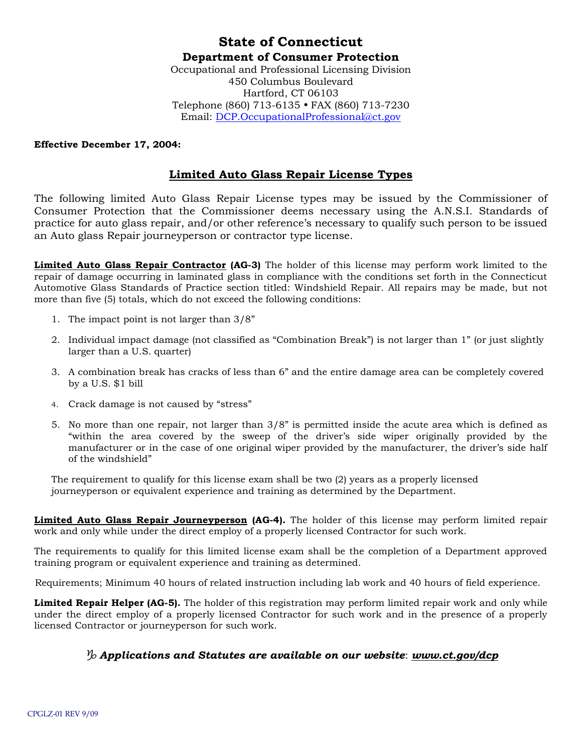# State of Connecticut

## Department of Consumer Protection

Occupational and Professional Licensing Division
450 Columbus Boulevard
Hartford, CT 06103
Telephone (860) 713-6135 • FAX (860) 713-7230
Email: DCP.OccupationalProfessional@ct.gov

**Effective December 17, 2004:**

## Limited Auto Glass Repair License Types

The following limited Auto Glass Repair License types may be issued by the Commissioner of Consumer Protection that the Commissioner deems necessary using the A.N.S.I. Standards of practice for auto glass repair, and/or other reference's necessary to qualify such person to be issued an Auto glass Repair journeyperson or contractor type license.

**Limited Auto Glass Repair Contractor (AG-3)** The holder of this license may perform work limited to the repair of damage occurring in laminated glass in compliance with the conditions set forth in the Connecticut Automotive Glass Standards of Practice section titled: Windshield Repair. All repairs may be made, but not more than five (5) totals, which do not exceed the following conditions:

1. The impact point is not larger than 3/8"
2. Individual impact damage (not classified as "Combination Break") is not larger than 1" (or just slightly larger than a U.S. quarter)
3. A combination break has cracks of less than 6" and the entire damage area can be completely covered by a U.S. $1 bill
4. Crack damage is not caused by "stress"
5. No more than one repair, not larger than 3/8" is permitted inside the acute area which is defined as "within the area covered by the sweep of the driver's side wiper originally provided by the manufacturer or in the case of one original wiper provided by the manufacturer, the driver's side half of the windshield"

The requirement to qualify for this license exam shall be two (2) years as a properly licensed journeyperson or equivalent experience and training as determined by the Department.

**Limited Auto Glass Repair Journeyperson (AG-4).** The holder of this license may perform limited repair work and only while under the direct employ of a properly licensed Contractor for such work.

The requirements to qualify for this limited license exam shall be the completion of a Department approved training program or equivalent experience and training as determined.

Requirements; Minimum 40 hours of related instruction including lab work and 40 hours of field experience.

**Limited Repair Helper (AG-5).** The holder of this registration may perform limited repair work and only while under the direct employ of a properly licensed Contractor for such work and in the presence of a properly licensed Contractor or journeyperson for such work.

***Applications and Statutes are available on our website*: *www.ct.gov/dcp***

CPGLZ-01 REV 9/09